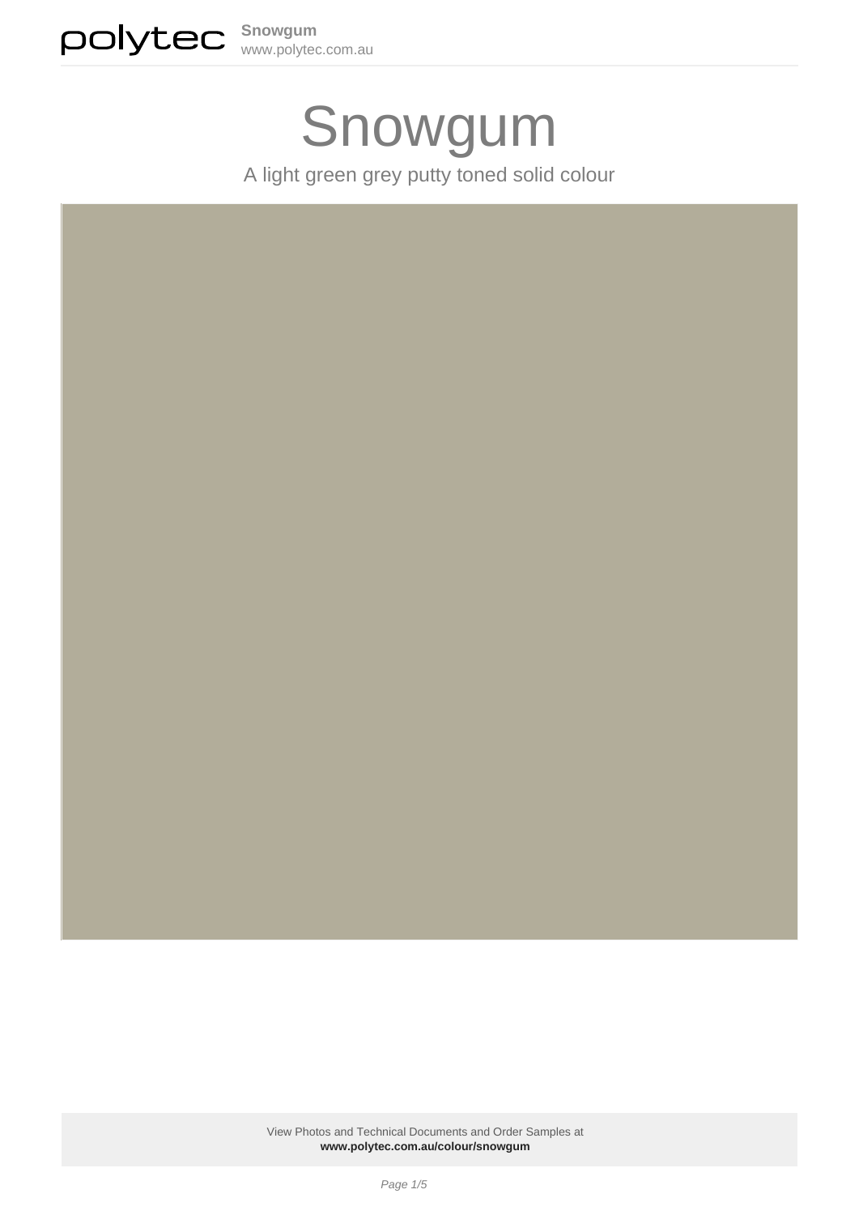# Snowgum

A light green grey putty toned solid colour

View Photos and Technical Documents and Order Samples at
**www.polytec.com.au/colour/snowgum**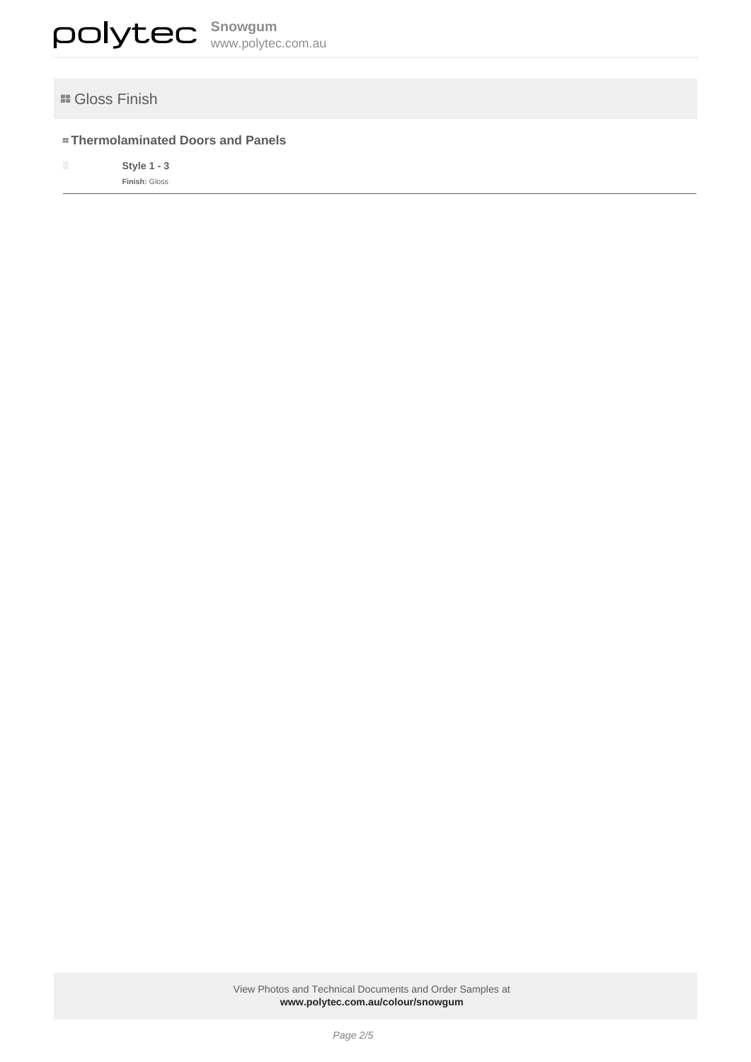## Gloss Finish

### Thermolaminated Doors and Panels

**Style 1 - 3**
**Finish:** Gloss

View Photos and Technical Documents and Order Samples at
**www.polytec.com.au/colour/snowgum**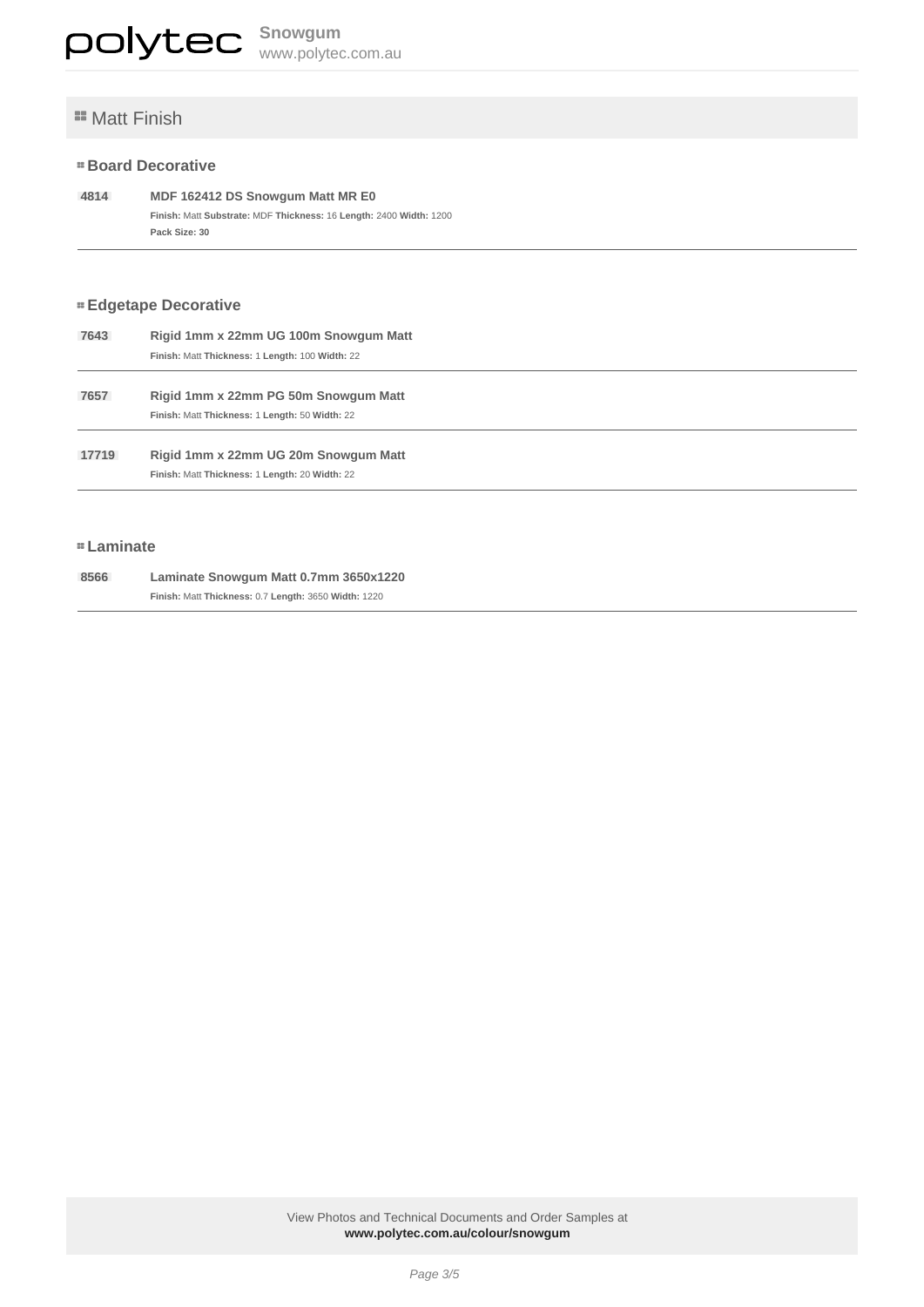## Matt Finish

### Board Decorative

**4814** **MDF 162412 DS Snowgum Matt MR E0**
**Finish:** Matt **Substrate:** MDF **Thickness:** 16 **Length:** 2400 **Width:** 1200
**Pack Size: 30**

---

### Edgetape Decorative

**7643** **Rigid 1mm x 22mm UG 100m Snowgum Matt**
**Finish:** Matt **Thickness:** 1 **Length:** 100 **Width:** 22

---

**7657** **Rigid 1mm x 22mm PG 50m Snowgum Matt**
**Finish:** Matt **Thickness:** 1 **Length:** 50 **Width:** 22

---

**17719** **Rigid 1mm x 22mm UG 20m Snowgum Matt**
**Finish:** Matt **Thickness:** 1 **Length:** 20 **Width:** 22

---

### Laminate

**8566** **Laminate Snowgum Matt 0.7mm 3650x1220**
**Finish:** Matt **Thickness:** 0.7 **Length:** 3650 **Width:** 1220

---

View Photos and Technical Documents and Order Samples at
**www.polytec.com.au/colour/snowgum**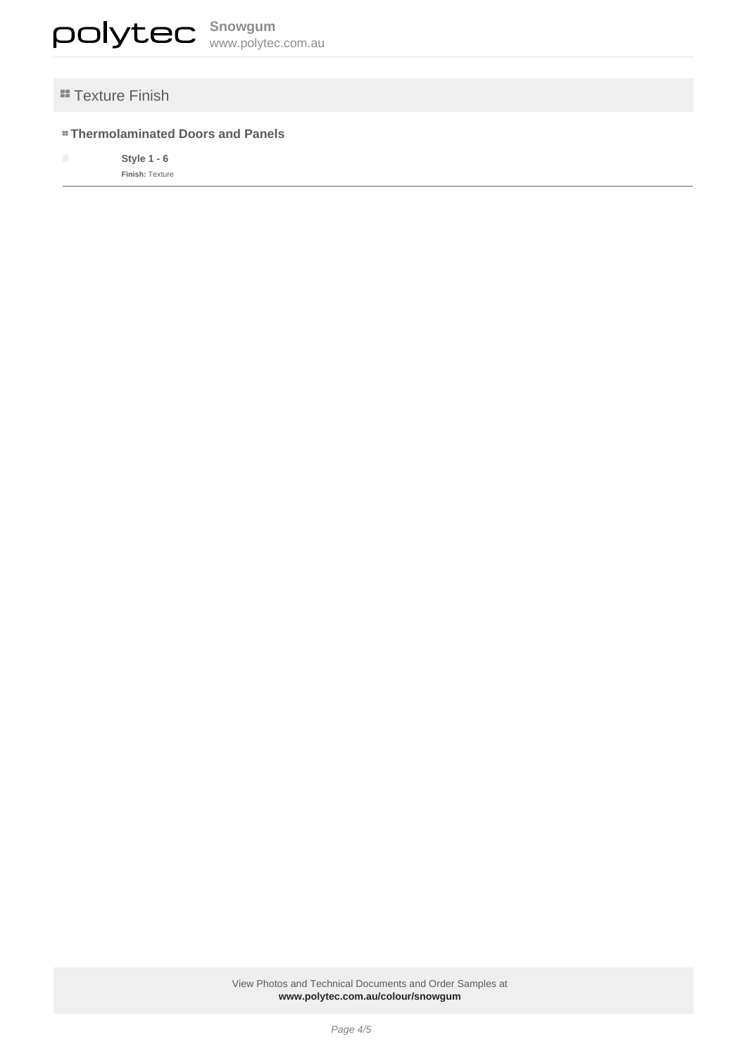## Texture Finish

### Thermolaminated Doors and Panels

**Style 1 - 6**

**Finish:** Texture

View Photos and Technical Documents and Order Samples at
**www.polytec.com.au/colour/snowgum**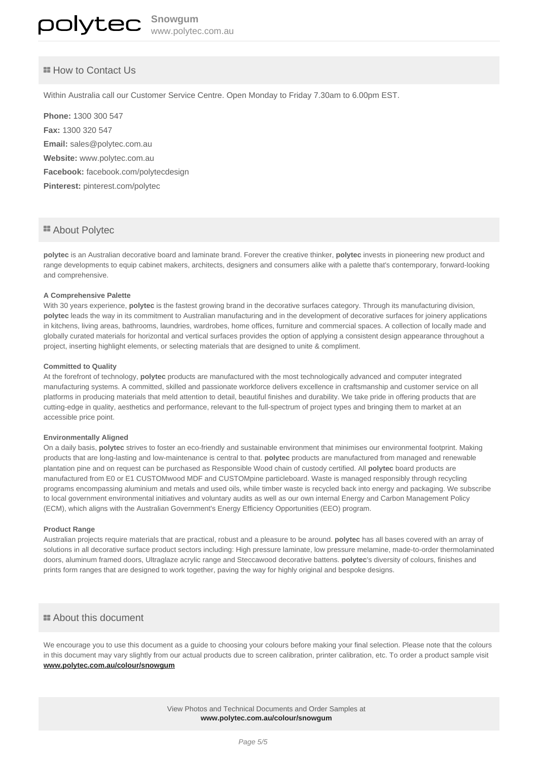## How to Contact Us

Within Australia call our Customer Service Centre. Open Monday to Friday 7.30am to 6.00pm EST.

**Phone:** 1300 300 547

**Fax:** 1300 320 547

**Email:** sales@polytec.com.au

**Website:** www.polytec.com.au

**Facebook:** facebook.com/polytecdesign

**Pinterest:** pinterest.com/polytec

## About Polytec

**polytec** is an Australian decorative board and laminate brand. Forever the creative thinker, **polytec** invests in pioneering new product and range developments to equip cabinet makers, architects, designers and consumers alike with a palette that's contemporary, forward-looking and comprehensive.

**A Comprehensive Palette**

With 30 years experience, **polytec** is the fastest growing brand in the decorative surfaces category. Through its manufacturing division, **polytec** leads the way in its commitment to Australian manufacturing and in the development of decorative surfaces for joinery applications in kitchens, living areas, bathrooms, laundries, wardrobes, home offices, furniture and commercial spaces. A collection of locally made and globally curated materials for horizontal and vertical surfaces provides the option of applying a consistent design appearance throughout a project, inserting highlight elements, or selecting materials that are designed to unite & compliment.

**Committed to Quality**

At the forefront of technology, **polytec** products are manufactured with the most technologically advanced and computer integrated manufacturing systems. A committed, skilled and passionate workforce delivers excellence in craftsmanship and customer service on all platforms in producing materials that meld attention to detail, beautiful finishes and durability. We take pride in offering products that are cutting-edge in quality, aesthetics and performance, relevant to the full-spectrum of project types and bringing them to market at an accessible price point.

**Environmentally Aligned**

On a daily basis, **polytec** strives to foster an eco-friendly and sustainable environment that minimises our environmental footprint. Making products that are long-lasting and low-maintenance is central to that. **polytec** products are manufactured from managed and renewable plantation pine and on request can be purchased as Responsible Wood chain of custody certified. All **polytec** board products are manufactured from E0 or E1 CUSTOMwood MDF and CUSTOMpine particleboard. Waste is managed responsibly through recycling programs encompassing aluminium and metals and used oils, while timber waste is recycled back into energy and packaging. We subscribe to local government environmental initiatives and voluntary audits as well as our own internal Energy and Carbon Management Policy (ECM), which aligns with the Australian Government's Energy Efficiency Opportunities (EEO) program.

**Product Range**

Australian projects require materials that are practical, robust and a pleasure to be around. **polytec** has all bases covered with an array of solutions in all decorative surface product sectors including: High pressure laminate, low pressure melamine, made-to-order thermolaminated doors, aluminum framed doors, Ultraglaze acrylic range and Steccawood decorative battens. **polytec**'s diversity of colours, finishes and prints form ranges that are designed to work together, paving the way for highly original and bespoke designs.

## About this document

We encourage you to use this document as a guide to choosing your colours before making your final selection. Please note that the colours in this document may vary slightly from our actual products due to screen calibration, printer calibration, etc. To order a product sample visit **www.polytec.com.au/colour/snowgum**

View Photos and Technical Documents and Order Samples at
**www.polytec.com.au/colour/snowgum**